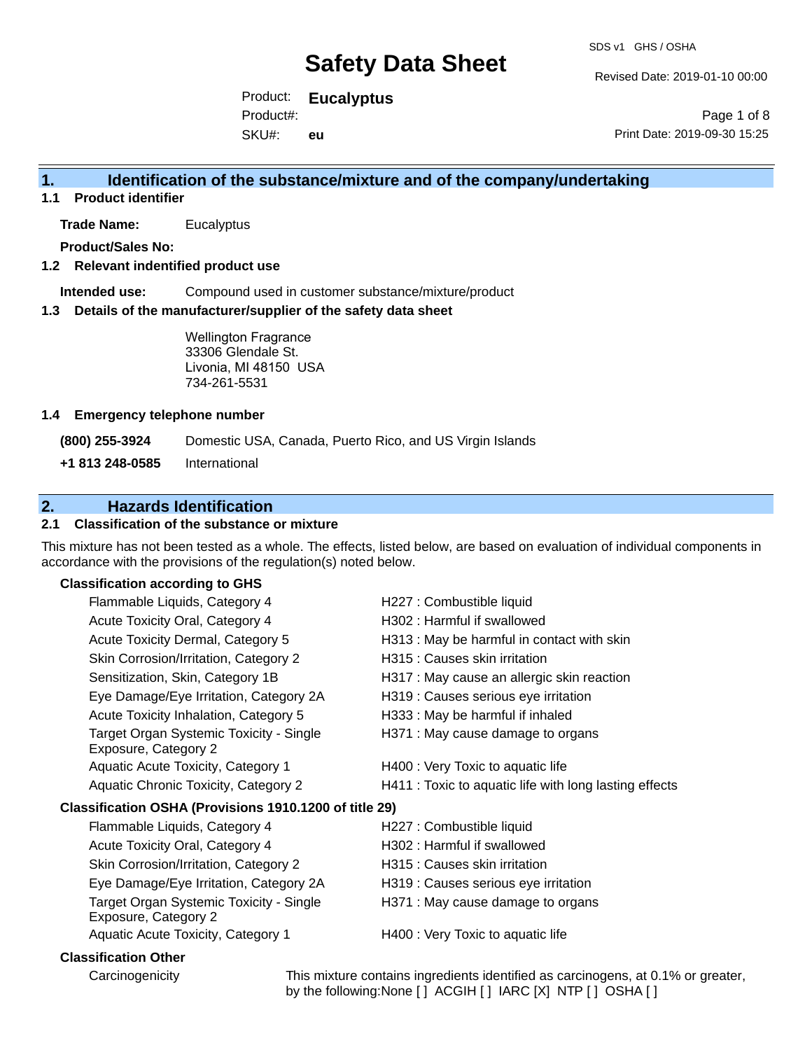# Safety Data Sheet

SDS v1 GHS / OSHA

Revised Date: 2019-01-10 00:00

Product: **Eucalyptus**

Product#:

SKU#: **eu**

Print Date: 2019-09-30 15:25

## 1. Identification of the substance/mixture and of the company/undertaking

### 1.1 Product identifier

**Trade Name:** Eucalyptus

**Product/Sales No:**

### 1.2 Relevant indentified product use

**Intended use:** Compound used in customer substance/mixture/product

### 1.3 Details of the manufacturer/supplier of the safety data sheet

Wellington Fragrance
33306 Glendale St.
Livonia, MI 48150 USA
734-261-5531

### 1.4 Emergency telephone number

**(800) 255-3924** Domestic USA, Canada, Puerto Rico, and US Virgin Islands

**+1 813 248-0585** International

## 2. Hazards Identification

### 2.1 Classification of the substance or mixture

This mixture has not been tested as a whole. The effects, listed below, are based on evaluation of individual components in accordance with the provisions of the regulation(s) noted below.

**Classification according to GHS**

| | |
|---|---|
| Flammable Liquids, Category 4 | H227 : Combustible liquid |
| Acute Toxicity Oral, Category 4 | H302 : Harmful if swallowed |
| Acute Toxicity Dermal, Category 5 | H313 : May be harmful in contact with skin |
| Skin Corrosion/Irritation, Category 2 | H315 : Causes skin irritation |
| Sensitization, Skin, Category 1B | H317 : May cause an allergic skin reaction |
| Eye Damage/Eye Irritation, Category 2A | H319 : Causes serious eye irritation |
| Acute Toxicity Inhalation, Category 5 | H333 : May be harmful if inhaled |
| Target Organ Systemic Toxicity - Single Exposure, Category 2 | H371 : May cause damage to organs |
| Aquatic Acute Toxicity, Category 1 | H400 : Very Toxic to aquatic life |
| Aquatic Chronic Toxicity, Category 2 | H411 : Toxic to aquatic life with long lasting effects |

**Classification OSHA (Provisions 1910.1200 of title 29)**

| | |
|---|---|
| Flammable Liquids, Category 4 | H227 : Combustible liquid |
| Acute Toxicity Oral, Category 4 | H302 : Harmful if swallowed |
| Skin Corrosion/Irritation, Category 2 | H315 : Causes skin irritation |
| Eye Damage/Eye Irritation, Category 2A | H319 : Causes serious eye irritation |
| Target Organ Systemic Toxicity - Single Exposure, Category 2 | H371 : May cause damage to organs |
| Aquatic Acute Toxicity, Category 1 | H400 : Very Toxic to aquatic life |

**Classification Other**

Carcinogenicity: This mixture contains ingredients identified as carcinogens, at 0.1% or greater, by the following:None [ ] ACGIH [ ] IARC [X] NTP [ ] OSHA [ ]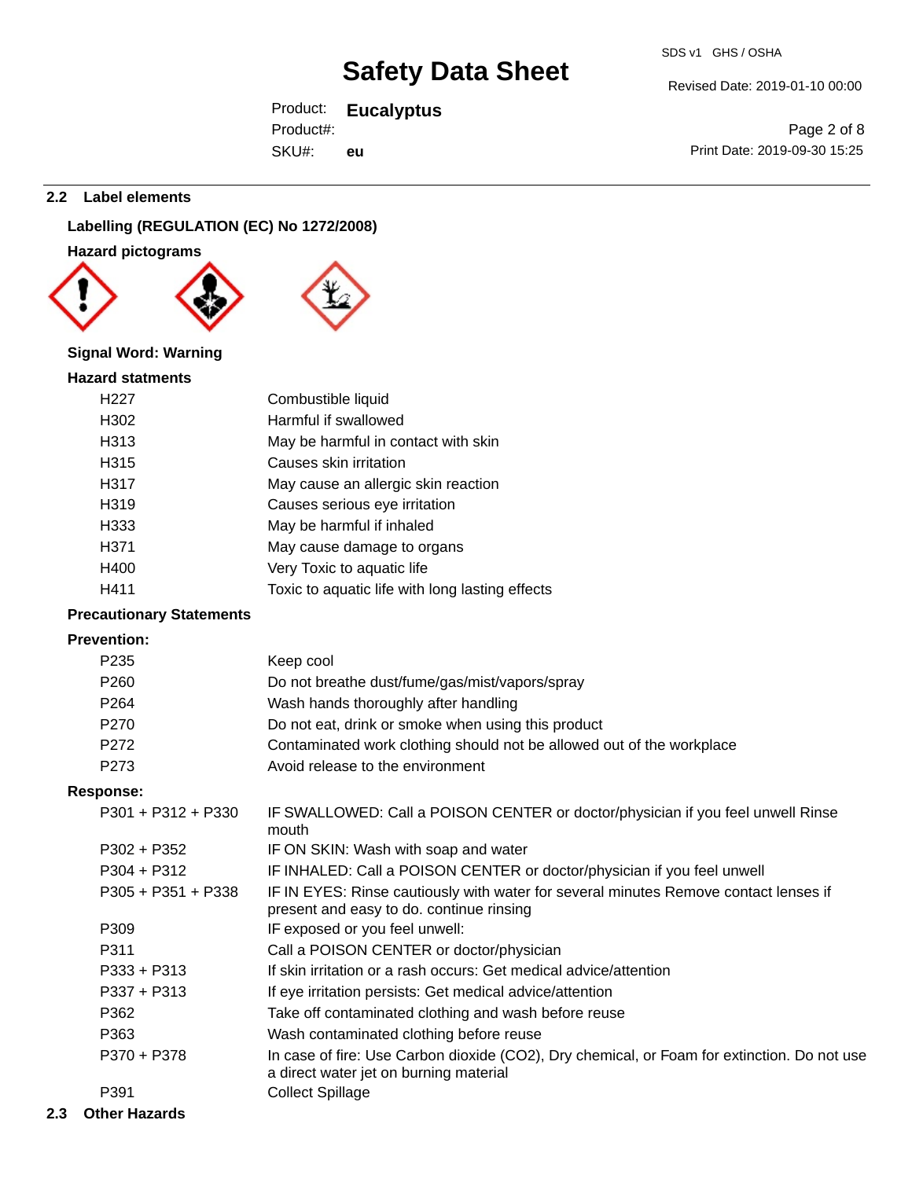## 2.2 Label elements

**Labelling (REGULATION (EC) No 1272/2008)**

**Hazard pictograms**

**Signal Word: Warning**

**Hazard statments**

| | |
|---|---|
| H227 | Combustible liquid |
| H302 | Harmful if swallowed |
| H313 | May be harmful in contact with skin |
| H315 | Causes skin irritation |
| H317 | May cause an allergic skin reaction |
| H319 | Causes serious eye irritation |
| H333 | May be harmful if inhaled |
| H371 | May cause damage to organs |
| H400 | Very Toxic to aquatic life |
| H411 | Toxic to aquatic life with long lasting effects |

**Precautionary Statements**

**Prevention:**

| | |
|---|---|
| P235 | Keep cool |
| P260 | Do not breathe dust/fume/gas/mist/vapors/spray |
| P264 | Wash hands thoroughly after handling |
| P270 | Do not eat, drink or smoke when using this product |
| P272 | Contaminated work clothing should not be allowed out of the workplace |
| P273 | Avoid release to the environment |

**Response:**

| | |
|---|---|
| P301 + P312 + P330 | IF SWALLOWED: Call a POISON CENTER or doctor/physician if you feel unwell Rinse mouth |
| P302 + P352 | IF ON SKIN: Wash with soap and water |
| P304 + P312 | IF INHALED: Call a POISON CENTER or doctor/physician if you feel unwell |
| P305 + P351 + P338 | IF IN EYES: Rinse cautiously with water for several minutes Remove contact lenses if present and easy to do. continue rinsing |
| P309 | IF exposed or you feel unwell: |
| P311 | Call a POISON CENTER or doctor/physician |
| P333 + P313 | If skin irritation or a rash occurs: Get medical advice/attention |
| P337 + P313 | If eye irritation persists: Get medical advice/attention |
| P362 | Take off contaminated clothing and wash before reuse |
| P363 | Wash contaminated clothing before reuse |
| P370 + P378 | In case of fire: Use Carbon dioxide (CO2), Dry chemical, or Foam for extinction. Do not use a direct water jet on burning material |
| P391 | Collect Spillage |

## 2.3 Other Hazards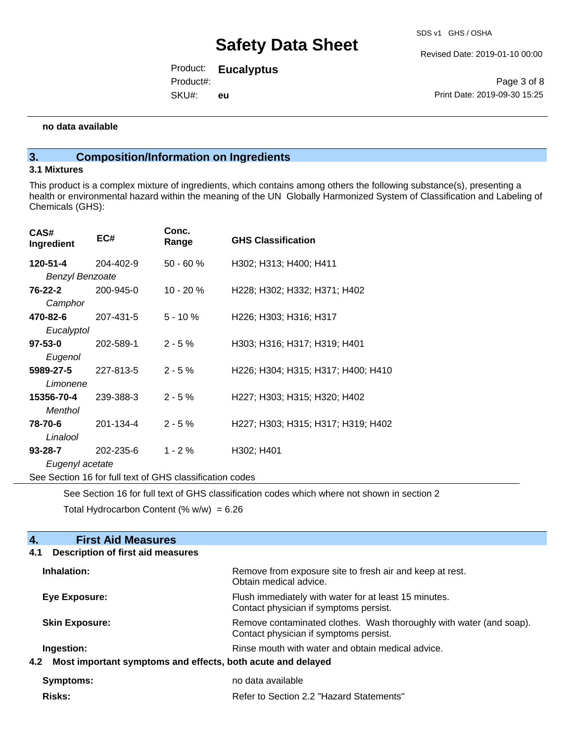**no data available**

## 3. Composition/Information on Ingredients

### 3.1 Mixtures

This product is a complex mixture of ingredients, which contains among others the following substance(s), presenting a health or environmental hazard within the meaning of the UN Globally Harmonized System of Classification and Labeling of Chemicals (GHS):

| CAS# Ingredient | EC# | Conc. Range | GHS Classification |
|---|---|---|---|
| **120-51-4** *Benzyl Benzoate* | 204-402-9 | 50 - 60 % | H302; H313; H400; H411 |
| **76-22-2** *Camphor* | 200-945-0 | 10 - 20 % | H228; H302; H332; H371; H402 |
| **470-82-6** *Eucalyptol* | 207-431-5 | 5 - 10 % | H226; H303; H316; H317 |
| **97-53-0** *Eugenol* | 202-589-1 | 2 - 5 % | H303; H316; H317; H319; H401 |
| **5989-27-5** *Limonene* | 227-813-5 | 2 - 5 % | H226; H304; H315; H317; H400; H410 |
| **15356-70-4** *Menthol* | 239-388-3 | 2 - 5 % | H227; H303; H315; H320; H402 |
| **78-70-6** *Linalool* | 201-134-4 | 2 - 5 % | H227; H303; H315; H317; H319; H402 |
| **93-28-7** *Eugenyl acetate* | 202-235-6 | 1 - 2 % | H302; H401 |

See Section 16 for full text of GHS classification codes

See Section 16 for full text of GHS classification codes which where not shown in section 2

Total Hydrocarbon Content (% w/w) = 6.26

## 4. First Aid Measures

### 4.1 Description of first aid measures

**Inhalation:** Remove from exposure site to fresh air and keep at rest. Obtain medical advice.

**Eye Exposure:** Flush immediately with water for at least 15 minutes. Contact physician if symptoms persist.

**Skin Exposure:** Remove contaminated clothes. Wash thoroughly with water (and soap). Contact physician if symptoms persist.

**Ingestion:** Rinse mouth with water and obtain medical advice.

### 4.2 Most important symptoms and effects, both acute and delayed

**Symptoms:** no data available

**Risks:** Refer to Section 2.2 "Hazard Statements"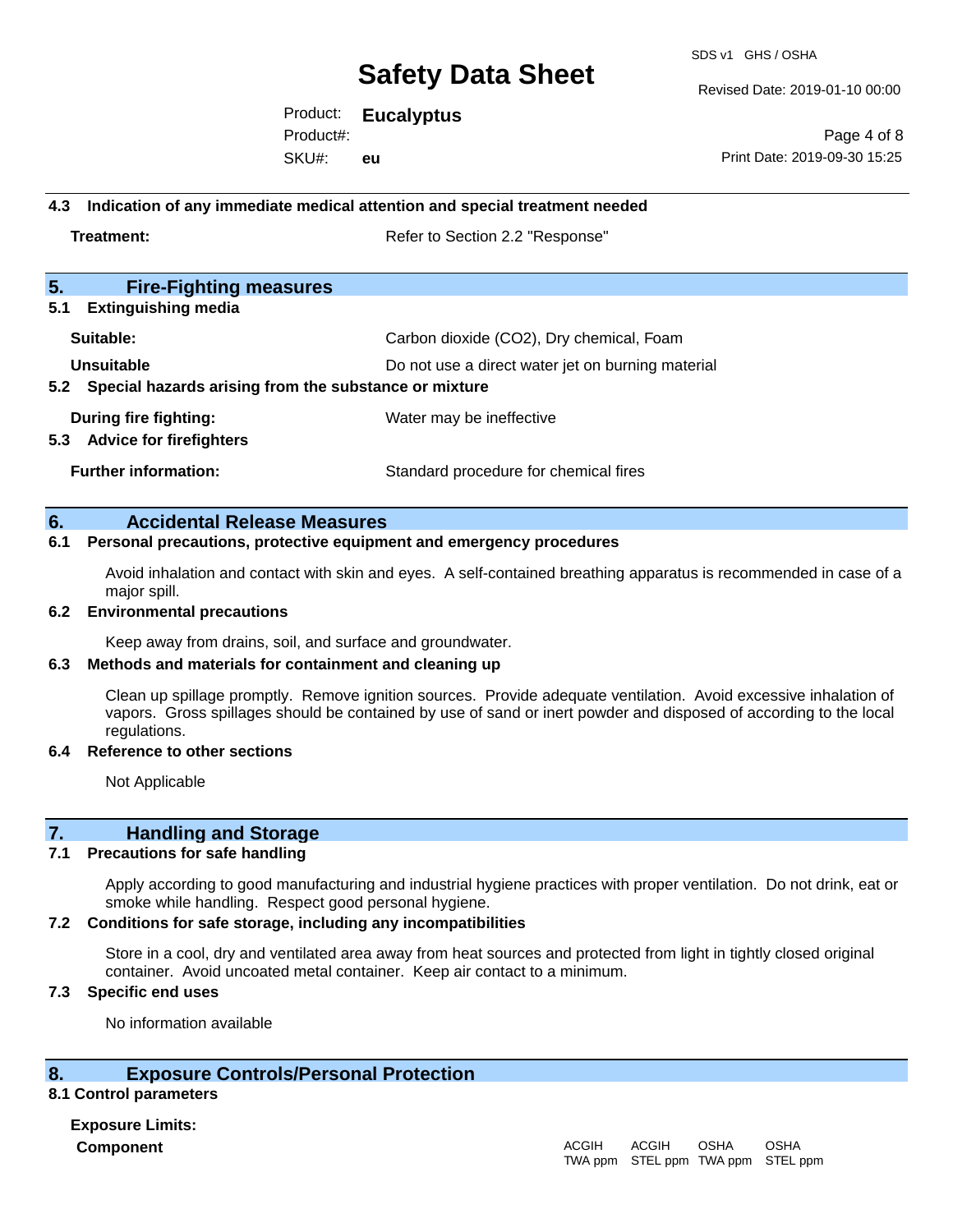### 4.3 Indication of any immediate medical attention and special treatment needed

**Treatment:** Refer to Section 2.2 "Response"

## 5. Fire-Fighting measures

### 5.1 Extinguishing media

**Suitable:** Carbon dioxide ($CO_2$), Dry chemical, Foam

**Unsuitable** Do not use a direct water jet on burning material

### 5.2 Special hazards arising from the substance or mixture

**During fire fighting:** Water may be ineffective

### 5.3 Advice for firefighters

**Further information:** Standard procedure for chemical fires

## 6. Accidental Release Measures

### 6.1 Personal precautions, protective equipment and emergency procedures

Avoid inhalation and contact with skin and eyes. A self-contained breathing apparatus is recommended in case of a major spill.

### 6.2 Environmental precautions

Keep away from drains, soil, and surface and groundwater.

### 6.3 Methods and materials for containment and cleaning up

Clean up spillage promptly. Remove ignition sources. Provide adequate ventilation. Avoid excessive inhalation of vapors. Gross spillages should be contained by use of sand or inert powder and disposed of according to the local regulations.

### 6.4 Reference to other sections

Not Applicable

## 7. Handling and Storage

### 7.1 Precautions for safe handling

Apply according to good manufacturing and industrial hygiene practices with proper ventilation. Do not drink, eat or smoke while handling. Respect good personal hygiene.

### 7.2 Conditions for safe storage, including any incompatibilities

Store in a cool, dry and ventilated area away from heat sources and protected from light in tightly closed original container. Avoid uncoated metal container. Keep air contact to a minimum.

### 7.3 Specific end uses

No information available

## 8. Exposure Controls/Personal Protection

### 8.1 Control parameters

**Exposure Limits:**

| Component | ACGIH TWA ppm | ACGIH STEL ppm | OSHA TWA ppm | OSHA STEL ppm |
|---|---|---|---|---|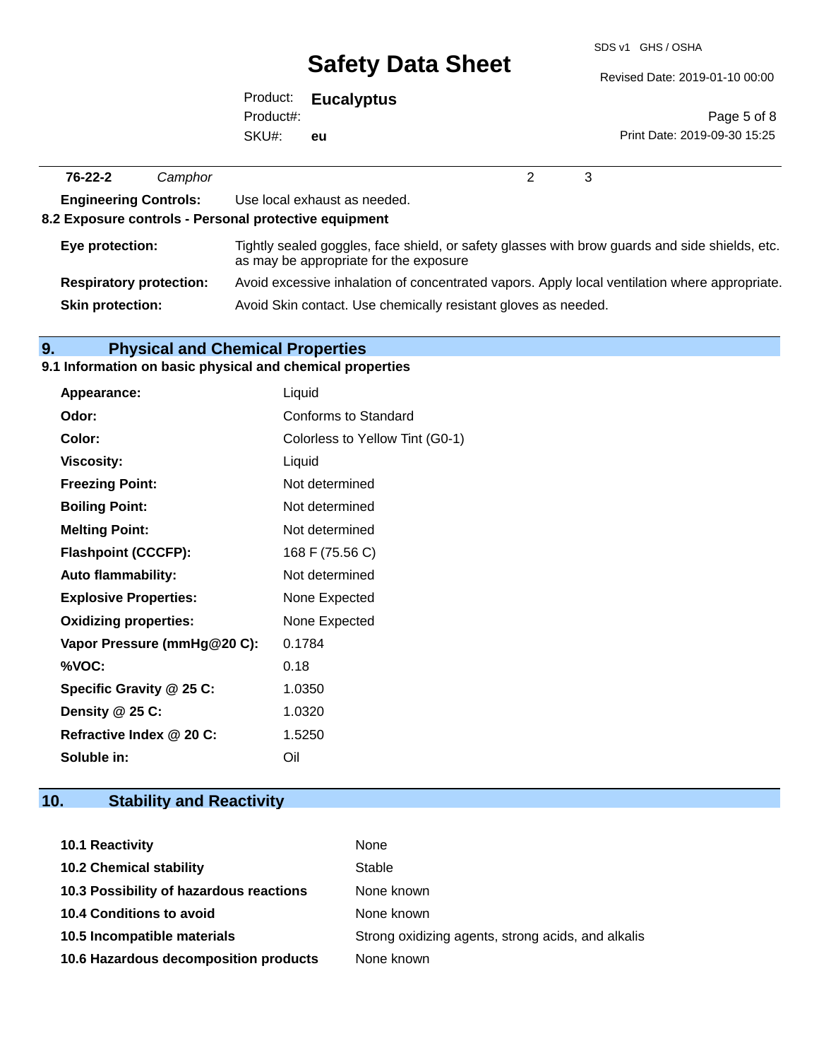| 76-22-2 | *Camphor* | 2 | 3 |
|---|---|---|---|

**Engineering Controls:** Use local exhaust as needed.

**8.2 Exposure controls - Personal protective equipment**

**Eye protection:** Tightly sealed goggles, face shield, or safety glasses with brow guards and side shields, etc. as may be appropriate for the exposure

**Respiratory protection:** Avoid excessive inhalation of concentrated vapors. Apply local ventilation where appropriate.

**Skin protection:** Avoid Skin contact. Use chemically resistant gloves as needed.

## 9. Physical and Chemical Properties

### 9.1 Information on basic physical and chemical properties

| | |
|---|---|
| **Appearance:** | Liquid |
| **Odor:** | Conforms to Standard |
| **Color:** | Colorless to Yellow Tint (G0-1) |
| **Viscosity:** | Liquid |
| **Freezing Point:** | Not determined |
| **Boiling Point:** | Not determined |
| **Melting Point:** | Not determined |
| **Flashpoint (CCCFP):** | 168 F (75.56 C) |
| **Auto flammability:** | Not determined |
| **Explosive Properties:** | None Expected |
| **Oxidizing properties:** | None Expected |
| **Vapor Pressure (mmHg@20 C):** | 0.1784 |
| **%VOC:** | 0.18 |
| **Specific Gravity @ 25 C:** | 1.0350 |
| **Density @ 25 C:** | 1.0320 |
| **Refractive Index @ 20 C:** | 1.5250 |
| **Soluble in:** | Oil |

## 10. Stability and Reactivity

| | |
|---|---|
| **10.1 Reactivity** | None |
| **10.2 Chemical stability** | Stable |
| **10.3 Possibility of hazardous reactions** | None known |
| **10.4 Conditions to avoid** | None known |
| **10.5 Incompatible materials** | Strong oxidizing agents, strong acids, and alkalis |
| **10.6 Hazardous decomposition products** | None known |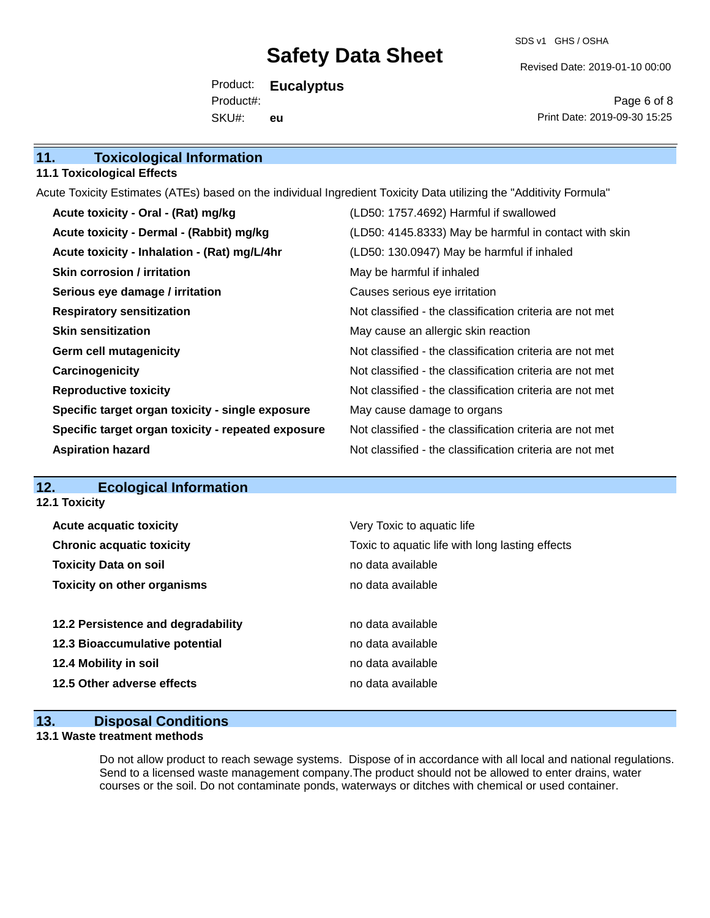## 11. Toxicological Information

### 11.1 Toxicological Effects

Acute Toxicity Estimates (ATEs) based on the individual Ingredient Toxicity Data utilizing the "Additivity Formula"

| | |
|---|---|
| **Acute toxicity - Oral - (Rat) mg/kg** | (LD50: 1757.4692) Harmful if swallowed |
| **Acute toxicity - Dermal - (Rabbit) mg/kg** | (LD50: 4145.8333) May be harmful in contact with skin |
| **Acute toxicity - Inhalation - (Rat) mg/L/4hr** | (LD50: 130.0947) May be harmful if inhaled |
| **Skin corrosion / irritation** | May be harmful if inhaled |
| **Serious eye damage / irritation** | Causes serious eye irritation |
| **Respiratory sensitization** | Not classified - the classification criteria are not met |
| **Skin sensitization** | May cause an allergic skin reaction |
| **Germ cell mutagenicity** | Not classified - the classification criteria are not met |
| **Carcinogenicity** | Not classified - the classification criteria are not met |
| **Reproductive toxicity** | Not classified - the classification criteria are not met |
| **Specific target organ toxicity - single exposure** | May cause damage to organs |
| **Specific target organ toxicity - repeated exposure** | Not classified - the classification criteria are not met |
| **Aspiration hazard** | Not classified - the classification criteria are not met |

## 12. Ecological Information

### 12.1 Toxicity

| | |
|---|---|
| **Acute acquatic toxicity** | Very Toxic to aquatic life |
| **Chronic acquatic toxicity** | Toxic to aquatic life with long lasting effects |
| **Toxicity Data on soil** | no data available |
| **Toxicity on other organisms** | no data available |

| | |
|---|---|
| **12.2 Persistence and degradability** | no data available |
| **12.3 Bioaccumulative potential** | no data available |
| **12.4 Mobility in soil** | no data available |
| **12.5 Other adverse effects** | no data available |

## 13. Disposal Conditions

### 13.1 Waste treatment methods

Do not allow product to reach sewage systems. Dispose of in accordance with all local and national regulations. Send to a licensed waste management company.The product should not be allowed to enter drains, water courses or the soil. Do not contaminate ponds, waterways or ditches with chemical or used container.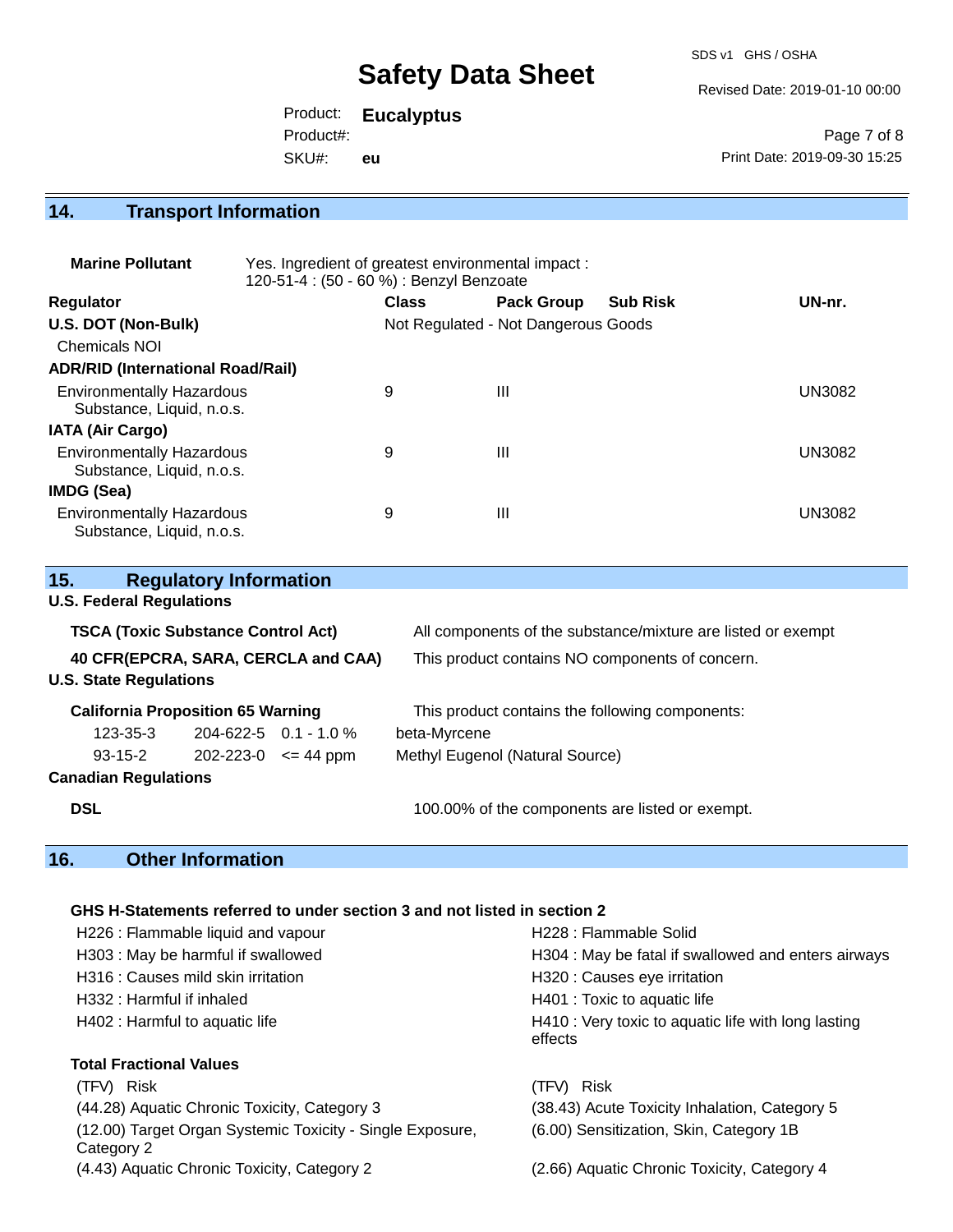## 14. Transport Information

**Marine Pollutant** Yes. Ingredient of greatest environmental impact : 120-51-4 : (50 - 60 %) : Benzyl Benzoate

| Regulator | Class | Pack Group | Sub Risk | UN-nr. |
|---|---|---|---|---|
| **U.S. DOT (Non-Bulk)** | Not Regulated - Not Dangerous Goods | | | |
| Chemicals NOI | | | | |
| **ADR/RID (International Road/Rail)** | | | | |
| Environmentally Hazardous Substance, Liquid, n.o.s. | 9 | III | | UN3082 |
| **IATA (Air Cargo)** | | | | |
| Environmentally Hazardous Substance, Liquid, n.o.s. | 9 | III | | UN3082 |
| **IMDG (Sea)** | | | | |
| Environmentally Hazardous Substance, Liquid, n.o.s. | 9 | III | | UN3082 |

## 15. Regulatory Information

**U.S. Federal Regulations**

**TSCA (Toxic Substance Control Act)** All components of the substance/mixture are listed or exempt

**40 CFR(EPCRA, SARA, CERCLA and CAA)** This product contains NO components of concern.

**U.S. State Regulations**

**California Proposition 65 Warning** This product contains the following components:

| CAS | EINECS | Concentration | Component |
|---|---|---|---|
| 123-35-3 | 204-622-5 | 0.1 - 1.0 % | beta-Myrcene |
| 93-15-2 | 202-223-0 | <= 44 ppm | Methyl Eugenol (Natural Source) |

**Canadian Regulations**

**DSL** 100.00% of the components are listed or exempt.

## 16. Other Information

**GHS H-Statements referred to under section 3 and not listed in section 2**

H226 : Flammable liquid and vapour
H228 : Flammable Solid
H303 : May be harmful if swallowed
H304 : May be fatal if swallowed and enters airways
H316 : Causes mild skin irritation
H320 : Causes eye irritation
H332 : Harmful if inhaled
H401 : Toxic to aquatic life
H402 : Harmful to aquatic life
H410 : Very toxic to aquatic life with long lasting effects

**Total Fractional Values**

| (TFV) Risk | (TFV) Risk |
|---|---|
| (44.28) Aquatic Chronic Toxicity, Category 3 | (38.43) Acute Toxicity Inhalation, Category 5 |
| (12.00) Target Organ Systemic Toxicity - Single Exposure, Category 2 | (6.00) Sensitization, Skin, Category 1B |
| (4.43) Aquatic Chronic Toxicity, Category 2 | (2.66) Aquatic Chronic Toxicity, Category 4 |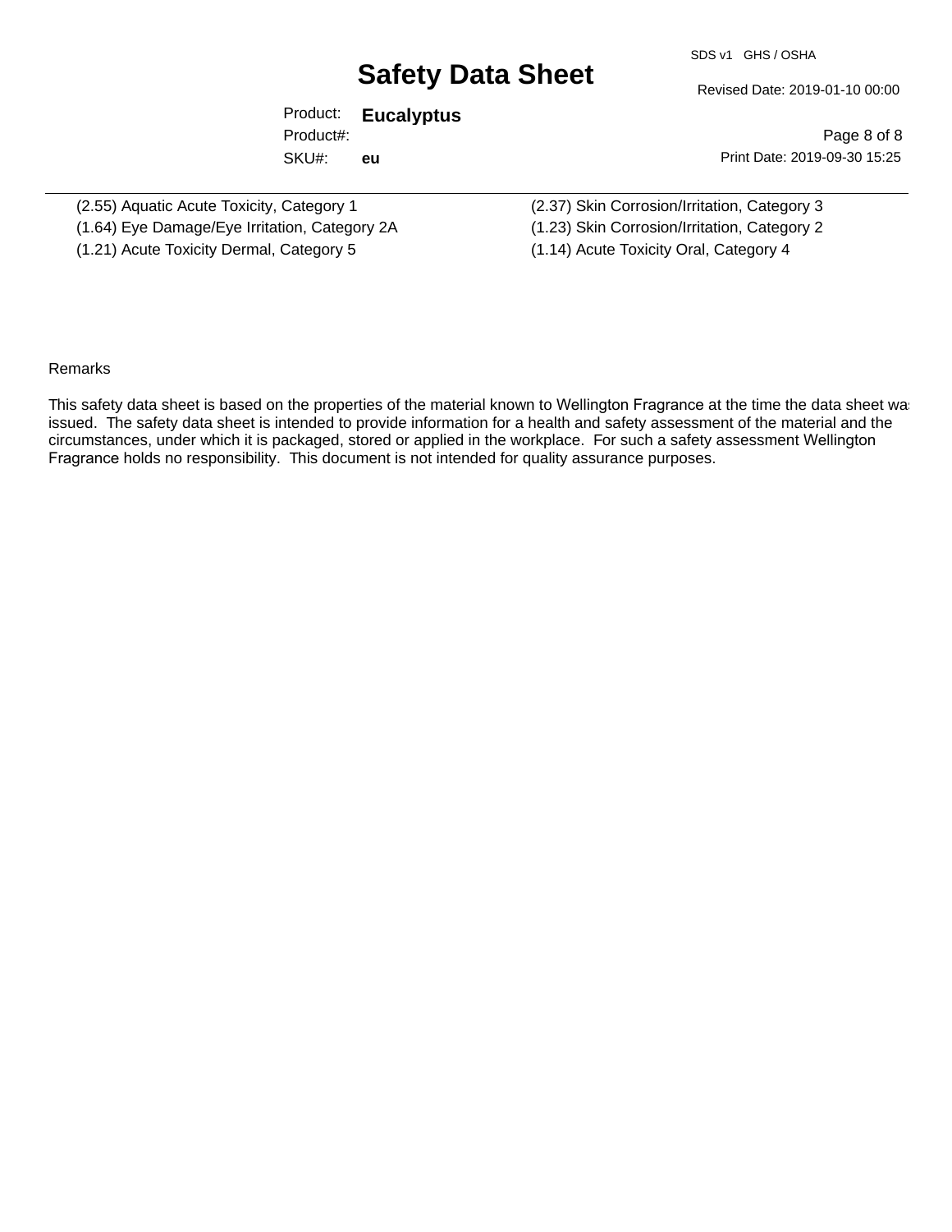(2.55) Aquatic Acute Toxicity, Category 1

(2.37) Skin Corrosion/Irritation, Category 3

(1.64) Eye Damage/Eye Irritation, Category 2A

(1.23) Skin Corrosion/Irritation, Category 2

(1.21) Acute Toxicity Dermal, Category 5

(1.14) Acute Toxicity Oral, Category 4

Remarks

This safety data sheet is based on the properties of the material known to Wellington Fragrance at the time the data sheet was issued. The safety data sheet is intended to provide information for a health and safety assessment of the material and the circumstances, under which it is packaged, stored or applied in the workplace. For such a safety assessment Wellington Fragrance holds no responsibility. This document is not intended for quality assurance purposes.